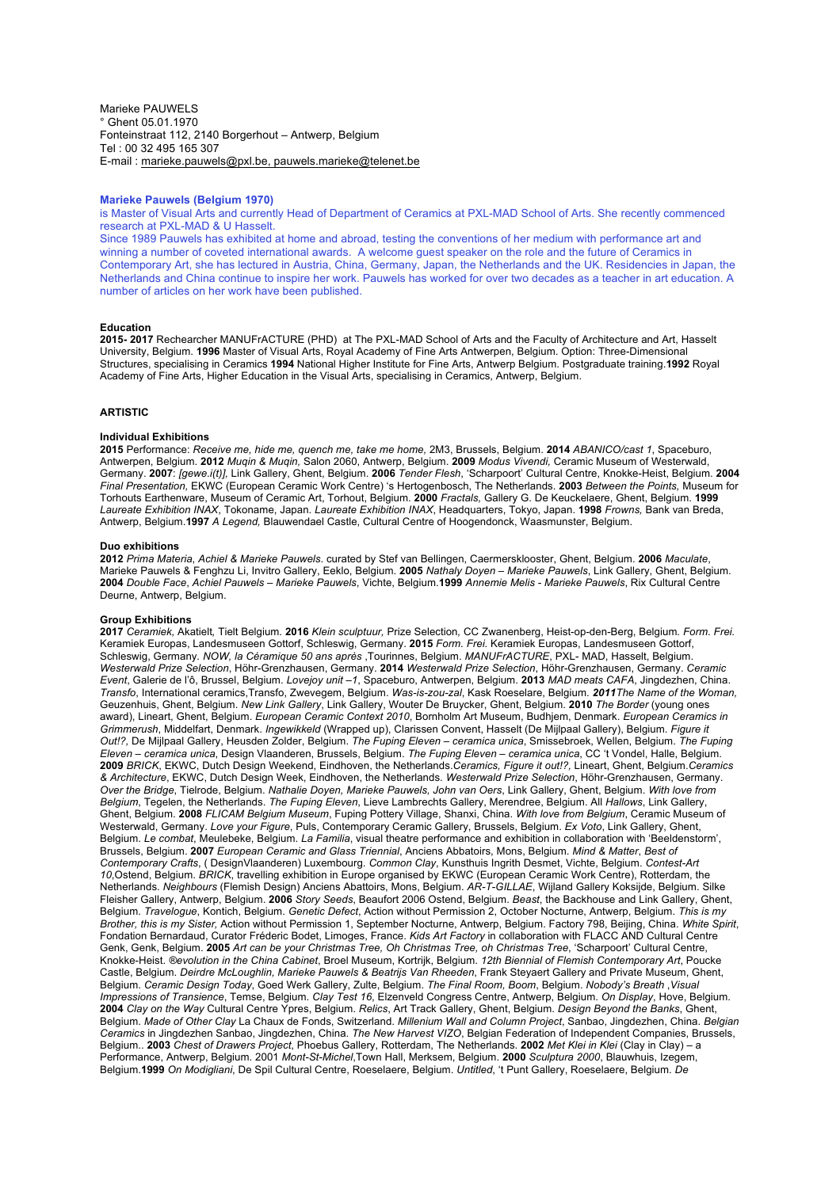Marieke PAUWELS  
° Ghent 05.01.1970  
Fonteinstraat 112, 2140 Borgerhout – Antwerp, Belgium  
Tel : 00 32 495 165 307  
E-mail : marieke.pauwels@pxl.be, pauwels.marieke@telenet.be

**Marieke Pauwels (Belgium 1970)**

is Master of Visual Arts and currently Head of Department of Ceramics at PXL-MAD School of Arts. She recently commenced research at PXL-MAD & U Hasselt.

Since 1989 Pauwels has exhibited at home and abroad, testing the conventions of her medium with performance art and winning a number of coveted international awards. A welcome guest speaker on the role and the future of Ceramics in Contemporary Art, she has lectured in Austria, China, Germany, Japan, the Netherlands and the UK. Residencies in Japan, the Netherlands and China continue to inspire her work. Pauwels has worked for over two decades as a teacher in art education. A number of articles on her work have been published.

## Education

**2015- 2017** Rechearcher MANUFrACTURE (PHD) at The PXL-MAD School of Arts and the Faculty of Architecture and Art, Hasselt University, Belgium. **1996** Master of Visual Arts, Royal Academy of Fine Arts Antwerpen, Belgium. Option: Three-Dimensional Structures, specialising in Ceramics **1994** National Higher Institute for Fine Arts, Antwerp Belgium. Postgraduate training.**1992** Royal Academy of Fine Arts, Higher Education in the Visual Arts, specialising in Ceramics, Antwerp, Belgium.

## ARTISTIC

### Individual Exhibitions

**2015** Performance: *Receive me, hide me, quench me, take me home,* 2M3, Brussels, Belgium. **2014** *ABANICO/cast 1*, Spaceburo, Antwerpen, Belgium. **2012** *Muqin & Muqin,* Salon 2060, Antwerp, Belgium. **2009** *Modus Vivendi,* Ceramic Museum of Westerwald, Germany. **2007**: *[gewe.i(t)],* Link Gallery, Ghent, Belgium. **2006** *Tender Flesh*, 'Scharpoort' Cultural Centre, Knokke-Heist, Belgium. **2004** *Final Presentation,* EKWC (European Ceramic Work Centre) 's Hertogenbosch, The Netherlands. **2003** *Between the Points,* Museum for Torhouts Earthenware, Museum of Ceramic Art, Torhout, Belgium. **2000** *Fractals,* Gallery G. De Keuckelaere, Ghent, Belgium. **1999** *Laureate Exhibition INAX*, Tokoname, Japan. *Laureate Exhibition INAX*, Headquarters, Tokyo, Japan. **1998** *Frowns,* Bank van Breda, Antwerp, Belgium.**1997** *A Legend,* Blauwendael Castle, Cultural Centre of Hoogendonck, Waasmunster, Belgium.

### Duo exhibitions

**2012** *Prima Materia*, *Achiel & Marieke Pauwels*. curated by Stef van Bellingen, Caermersklooster, Ghent, Belgium. **2006** *Maculate*, Marieke Pauwels & Fenghzu Li, Invitro Gallery, Eeklo, Belgium. **2005** *Nathaly Doyen – Marieke Pauwels*, Link Gallery, Ghent, Belgium. **2004** *Double Face*, *Achiel Pauwels – Marieke Pauwels*, Vichte, Belgium.**1999** *Annemie Melis - Marieke Pauwels*, Rix Cultural Centre Deurne, Antwerp, Belgium.

### Group Exhibitions

**2017** *Ceramiek,* Akatielt*,* Tielt Belgium. **2016** *Klein sculptuur,* Prize Selection*,* CC Zwanenberg, Heist-op-den-Berg, Belgium*. Form. Frei.* Keramiek Europas, Landesmuseen Gottorf, Schleswig, Germany. **2015** *Form. Frei.* Keramiek Europas, Landesmuseen Gottorf, Schleswig, Germany. *NOW, la Céramique 50 ans après* ,Tourinnes, Belgium. *MANUFrACTURE*, PXL- MAD, Hasselt, Belgium. *Westerwald Prize Selection*, Höhr-Grenzhausen, Germany. **2014** *Westerwald Prize Selection*, Höhr-Grenzhausen, Germany. *Ceramic Event*, Galerie de l'ô, Brussel, Belgium. *Lovejoy unit –1*, Spaceburo, Antwerpen, Belgium. **2013** *MAD meats CAFA*, Jingdezhen, China. *Transfo*, International ceramics,Transfo, Zwevegem, Belgium. *Was-is-zou-zal*, Kask Roeselare, Belgium. ***2011****The Name of the Woman,* Geuzenhuis, Ghent, Belgium. *New Link Gallery*, Link Gallery, Wouter De Bruycker, Ghent, Belgium. **2010** *The Border* (young ones award), Lineart, Ghent, Belgium. *European Ceramic Context 2010*, Bornholm Art Museum, Budhjem, Denmark. *European Ceramics in Grimmerush*, Middelfart, Denmark. *Ingewikkeld* (Wrapped up), Clarissen Convent, Hasselt (De Mijlpaal Gallery), Belgium. *Figure it Out!?*, De Mijlpaal Gallery, Heusden Zolder, Belgium. *The Fuping Eleven – ceramica unica*, Smissebroek, Wellen, Belgium. *The Fuping Eleven – ceramica unica*, Design Vlaanderen, Brussels, Belgium. *The Fuping Eleven – ceramica unica*, CC 't Vondel, Halle, Belgium. **2009** *BRICK*, EKWC, Dutch Design Weekend, Eindhoven, the Netherlands.*Ceramics, Figure it out!?,* Lineart, Ghent, Belgium.*Ceramics & Architecture*, EKWC, Dutch Design Week, Eindhoven, the Netherlands. *Westerwald Prize Selection*, Höhr-Grenzhausen, Germany. *Over the Bridge*, Tielrode, Belgium. *Nathalie Doyen, Marieke Pauwels, John van Oers*, Link Gallery, Ghent, Belgium. *With love from Belgium*, Tegelen, the Netherlands. *The Fuping Eleven*, Lieve Lambrechts Gallery, Merendree, Belgium. All *Hallows*, Link Gallery, Ghent, Belgium. **2008** *FLICAM Belgium Museum*, Fuping Pottery Village, Shanxi, China. *With love from Belgium*, Ceramic Museum of Westerwald, Germany. *Love your Figure*, Puls, Contemporary Ceramic Gallery, Brussels, Belgium. *Ex Voto*, Link Gallery, Ghent, Belgium. *Le combat*, Meulebeke, Belgium. *La Familia*, visual theatre performance and exhibition in collaboration with 'Beeldenstorm', Brussels, Belgium. **2007** *European Ceramic and Glass Triennial*, Anciens Abbatoirs, Mons, Belgium. *Mind & Matter*, *Best of Contemporary Crafts*, ( DesignVlaanderen) Luxembourg. *Common Clay*, Kunsthuis Ingrith Desmet, Vichte, Belgium. *Contest-Art 10,*Ostend, Belgium. *BRICK*, travelling exhibition in Europe organised by EKWC (European Ceramic Work Centre), Rotterdam, the Netherlands. *Neighbours* (Flemish Design) Anciens Abattoirs, Mons, Belgium. *AR-T-GILLAE*, Wijland Gallery Koksijde, Belgium. Silke Fleisher Gallery, Antwerp, Belgium. **2006** *Story Seeds*, Beaufort 2006 Ostend, Belgium. *Beast*, the Backhouse and Link Gallery, Ghent, Belgium. *Travelogue*, Kontich, Belgium. *Genetic Defect*, Action without Permission 2, October Nocturne, Antwerp, Belgium. *This is my Brother, this is my Sister,* Action without Permission 1, September Nocturne, Antwerp, Belgium. Factory 798, Beijing, China. *White Spirit*, Fondation Bernardaud, Curator Fréderic Bodet, Limoges, France. *Kids Art Factory* in collaboration with FLACC AND Cultural Centre Genk, Genk, Belgium. **2005** *Art can be your Christmas Tree, Oh Christmas Tree, oh Christmas Tree*, 'Scharpoort' Cultural Centre, Knokke-Heist. *®evolution in the China Cabinet*, Broel Museum, Kortrijk, Belgium. *12th Biennial of Flemish Contemporary Art*, Poucke Castle, Belgium. *Deirdre McLoughlin, Marieke Pauwels & Beatrijs Van Rheeden*, Frank Steyaert Gallery and Private Museum, Ghent, Belgium. *Ceramic Design Today*, Goed Werk Gallery, Zulte, Belgium. *The Final Room, Boom*, Belgium. *Nobody's Breath* ,*Visual Impressions of Transience*, Temse, Belgium. *Clay Test 16*, Elzenveld Congress Centre, Antwerp, Belgium. *On Display*, Hove, Belgium. **2004** *Clay on the Way* Cultural Centre Ypres, Belgium. *Relics*, Art Track Gallery, Ghent, Belgium. *Design Beyond the Banks*, Ghent, Belgium. *Made of Other Clay* La Chaux de Fonds, Switzerland. *Millenium Wall and Column Project*, Sanbao, Jingdezhen, China. *Belgian Ceramics* in Jingdezhen Sanbao, Jingdezhen, China. *The New Harvest VIZO*, Belgian Federation of Independent Companies, Brussels, Belgium.. **2003** *Chest of Drawers Project*, Phoebus Gallery, Rotterdam, The Netherlands. **2002** *Met Klei in Klei* (Clay in Clay) – a Performance, Antwerp, Belgium. 2001 *Mont-St-Michel*,Town Hall, Merksem, Belgium. **2000** *Sculptura 2000*, Blauwhuis, Izegem, Belgium.**1999** *On Modigliani*, De Spil Cultural Centre, Roeselaere, Belgium. *Untitled*, 't Punt Gallery, Roeselaere, Belgium. *De*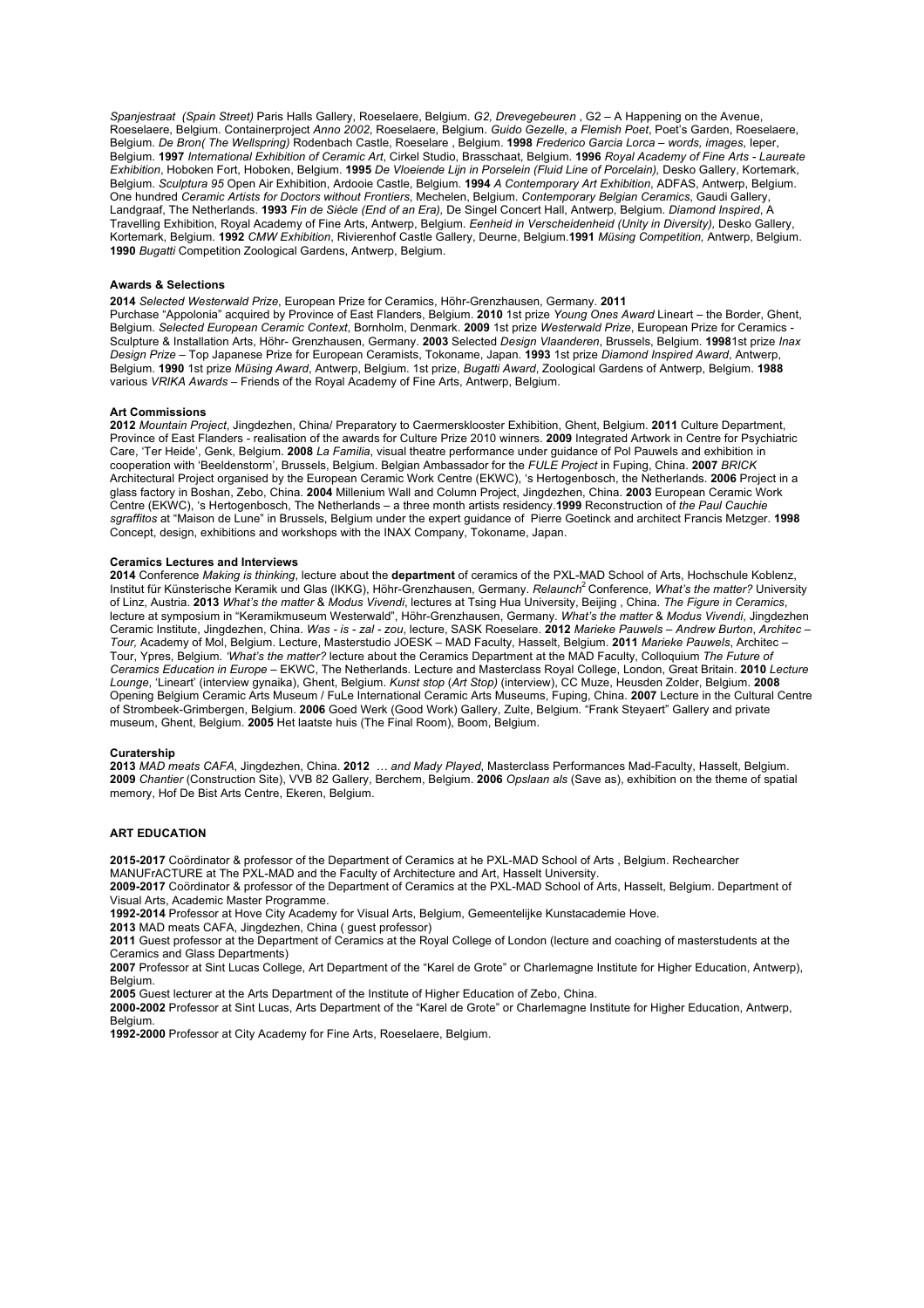*Spanjestraat (Spain Street)* Paris Halls Gallery, Roeselaere, Belgium. *G2, Drevegebeuren* , G2 – A Happening on the Avenue, Roeselaere, Belgium. Containerproject *Anno 2002*, Roeselaere, Belgium. *Guido Gezelle, a Flemish Poet*, Poet's Garden, Roeselaere, Belgium. *De Bron( The Wellspring)* Rodenbach Castle, Roeselare , Belgium. **1998** *Frederico Garcia Lorca – words, images*, Ieper, Belgium. **1997** *International Exhibition of Ceramic Art*, Cirkel Studio, Brasschaat, Belgium. **1996** *Royal Academy of Fine Arts - Laureate Exhibition*, Hoboken Fort, Hoboken, Belgium. **1995** *De Vloeiende Lijn in Porselein (Fluid Line of Porcelain),* Desko Gallery, Kortemark, Belgium. *Sculptura 95* Open Air Exhibition, Ardooie Castle, Belgium. **1994** *A Contemporary Art Exhibition*, ADFAS, Antwerp, Belgium. One hundred *Ceramic Artists for Doctors without Frontiers*, Mechelen, Belgium. *Contemporary Belgian Ceramics*, Gaudi Gallery, Landgraaf, The Netherlands. **1993** *Fin de Siècle (End of an Era),* De Singel Concert Hall, Antwerp, Belgium. *Diamond Inspired*, A Travelling Exhibition, Royal Academy of Fine Arts, Antwerp, Belgium. *Eenheid in Verscheidenheid (Unity in Diversity),* Desko Gallery, Kortemark, Belgium. **1992** *CMW Exhibition*, Rivierenhof Castle Gallery, Deurne, Belgium.**1991** *Müsing Competition,* Antwerp, Belgium. **1990** *Bugatti* Competition Zoological Gardens, Antwerp, Belgium.

**Awards & Selections**

**2014** *Selected Westerwald Prize*, European Prize for Ceramics, Höhr-Grenzhausen, Germany. **2011** Purchase "Appolonia" acquired by Province of East Flanders, Belgium. **2010** 1st prize *Young Ones Award* Lineart – the Border, Ghent, Belgium. *Selected European Ceramic Context*, Bornholm, Denmark. **2009** 1st prize *Westerwald Prize*, European Prize for Ceramics - Sculpture & Installation Arts, Höhr- Grenzhausen, Germany. **2003** Selected *Design Vlaanderen*, Brussels, Belgium. **1998**1st prize *Inax Design Prize* – Top Japanese Prize for European Ceramists, Tokoname, Japan. **1993** 1st prize *Diamond Inspired Award*, Antwerp, Belgium. **1990** 1st prize *Müsing Award*, Antwerp, Belgium. 1st prize, *Bugatti Award*, Zoological Gardens of Antwerp, Belgium. **1988** various *VRIKA Awards* – Friends of the Royal Academy of Fine Arts, Antwerp, Belgium.

**Art Commissions**

**2012** *Mountain Project*, Jingdezhen, China/ Preparatory to Caermersklooster Exhibition, Ghent, Belgium. **2011** Culture Department, Province of East Flanders - realisation of the awards for Culture Prize 2010 winners. **2009** Integrated Artwork in Centre for Psychiatric Care, 'Ter Heide', Genk, Belgium. **2008** *La Familia*, visual theatre performance under guidance of Pol Pauwels and exhibition in cooperation with 'Beeldenstorm', Brussels, Belgium. Belgian Ambassador for the *FULE Project* in Fuping, China. **2007** *BRICK* Architectural Project organised by the European Ceramic Work Centre (EKWC), 's Hertogenbosch, the Netherlands. **2006** Project in a glass factory in Boshan, Zebo, China. **2004** Millenium Wall and Column Project, Jingdezhen, China. **2003** European Ceramic Work Centre (EKWC), 's Hertogenbosch, The Netherlands – a three month artists residency.**1999** Reconstruction of *the Paul Cauchie sgraffitos* at "Maison de Lune" in Brussels, Belgium under the expert guidance of Pierre Goetinck and architect Francis Metzger. **1998** Concept, design, exhibitions and workshops with the INAX Company, Tokoname, Japan.

**Ceramics Lectures and Interviews**

**2014** Conference *Making is thinking*, lecture about the **department** of ceramics of the PXL-MAD School of Arts, Hochschule Koblenz, Institut für Künsterische Keramik und Glas (IKKG), Höhr-Grenzhausen, Germany. *Relaunch[2]* Conference, *What's the matter?* University of Linz, Austria. **2013** *What's the matter* & *Modus Vivendi*, lectures at Tsing Hua University, Beijing , China. *The Figure in Ceramics*, lecture at symposium in "Keramikmuseum Westerwald", Höhr-Grenzhausen, Germany. *What's the matter* & *Modus Vivendi*, Jingdezhen Ceramic Institute, Jingdezhen, China. *Was - is - zal - zou*, lecture, SASK Roeselare. **2012** *Marieke Pauwels – Andrew Burton*, *Architec – Tour,* Academy of Mol, Belgium. Lecture, Masterstudio JOESK – MAD Faculty, Hasselt, Belgium. **2011** *Marieke Pauwels*, Architec – Tour, Ypres, Belgium. *'What's the matter?* lecture about the Ceramics Department at the MAD Faculty, Colloquium *The Future of Ceramics Education in Europe* – EKWC, The Netherlands. Lecture and Masterclass Royal College, London, Great Britain. **2010** *Lecture Lounge*, 'Lineart' (interview gynaika), Ghent, Belgium. *Kunst stop* (*Art Stop)* (interview), CC Muze, Heusden Zolder, Belgium. **2008** Opening Belgium Ceramic Arts Museum / FuLe International Ceramic Arts Museums, Fuping, China. **2007** Lecture in the Cultural Centre of Strombeek-Grimbergen, Belgium. **2006** Goed Werk (Good Work) Gallery, Zulte, Belgium. "Frank Steyaert" Gallery and private museum, Ghent, Belgium. **2005** Het laatste huis (The Final Room), Boom, Belgium.

**Curatership**

**2013** *MAD meats CAFA*, Jingdezhen, China. **2012** *… and Mady Played*, Masterclass Performances Mad-Faculty, Hasselt, Belgium. **2009** *Chantier* (Construction Site), VVB 82 Gallery, Berchem, Belgium. **2006** *Opslaan als* (Save as), exhibition on the theme of spatial memory, Hof De Bist Arts Centre, Ekeren, Belgium.

**ART EDUCATION**

**2015-2017** Coördinator & professor of the Department of Ceramics at he PXL-MAD School of Arts , Belgium. Rechearcher MANUFrACTURE at The PXL-MAD and the Faculty of Architecture and Art, Hasselt University.

**2009-2017** Coördinator & professor of the Department of Ceramics at the PXL-MAD School of Arts, Hasselt, Belgium. Department of Visual Arts, Academic Master Programme.

**1992-2014** Professor at Hove City Academy for Visual Arts, Belgium, Gemeentelijke Kunstacademie Hove.

**2013** MAD meats CAFA, Jingdezhen, China ( guest professor)

**2011** Guest professor at the Department of Ceramics at the Royal College of London (lecture and coaching of masterstudents at the Ceramics and Glass Departments)

**2007** Professor at Sint Lucas College, Art Department of the "Karel de Grote" or Charlemagne Institute for Higher Education, Antwerp), Belgium.

**2005** Guest lecturer at the Arts Department of the Institute of Higher Education of Zebo, China.

**2000-2002** Professor at Sint Lucas, Arts Department of the "Karel de Grote" or Charlemagne Institute for Higher Education, Antwerp, Belgium.

**1992-2000** Professor at City Academy for Fine Arts, Roeselaere, Belgium.